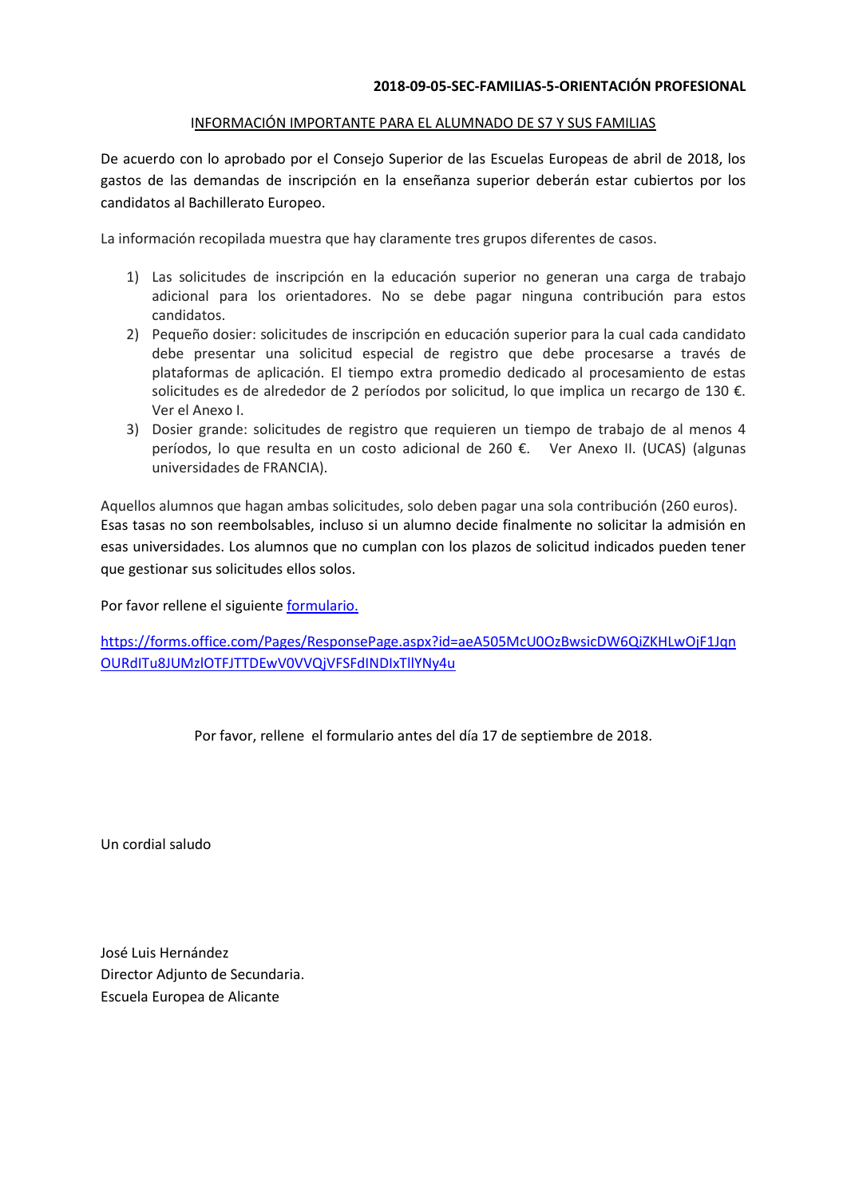**2018-09-05-SEC-FAMILIAS-5-ORIENTACIÓN PROFESIONAL**

INFORMACIÓN IMPORTANTE PARA EL ALUMNADO DE S7 Y SUS FAMILIAS

De acuerdo con lo aprobado por el Consejo Superior de las Escuelas Europeas de abril de 2018, los gastos de las demandas de inscripción en la enseñanza superior deberán estar cubiertos por los candidatos al Bachillerato Europeo.

La información recopilada muestra que hay claramente tres grupos diferentes de casos.

1) Las solicitudes de inscripción en la educación superior no generan una carga de trabajo adicional para los orientadores. No se debe pagar ninguna contribución para estos candidatos.
2) Pequeño dosier: solicitudes de inscripción en educación superior para la cual cada candidato debe presentar una solicitud especial de registro que debe procesarse a través de plataformas de aplicación. El tiempo extra promedio dedicado al procesamiento de estas solicitudes es de alrededor de 2 períodos por solicitud, lo que implica un recargo de 130 €. Ver el Anexo I.
3) Dosier grande: solicitudes de registro que requieren un tiempo de trabajo de al menos 4 períodos, lo que resulta en un costo adicional de 260 €. Ver Anexo II. (UCAS) (algunas universidades de FRANCIA).

Aquellos alumnos que hagan ambas solicitudes, solo deben pagar una sola contribución (260 euros). Esas tasas no son reembolsables, incluso si un alumno decide finalmente no solicitar la admisión en esas universidades. Los alumnos que no cumplan con los plazos de solicitud indicados pueden tener que gestionar sus solicitudes ellos solos.

Por favor rellene el siguiente [formulario.](https://forms.office.com/Pages/ResponsePage.aspx?id=aeA505McU0OzBwsicDW6QiZKHLwOjF1JqnOURdITu8JUMzlOTFJTTDEwV0VVQjVFSFdINDIxTllYNy4u)

https://forms.office.com/Pages/ResponsePage.aspx?id=aeA505McU0OzBwsicDW6QiZKHLwOjF1JqnOURdITu8JUMzlOTFJTTDEwV0VVQjVFSFdINDIxTllYNy4u

Por favor, rellene el formulario antes del día 17 de septiembre de 2018.

Un cordial saludo

José Luis Hernández
Director Adjunto de Secundaria.
Escuela Europea de Alicante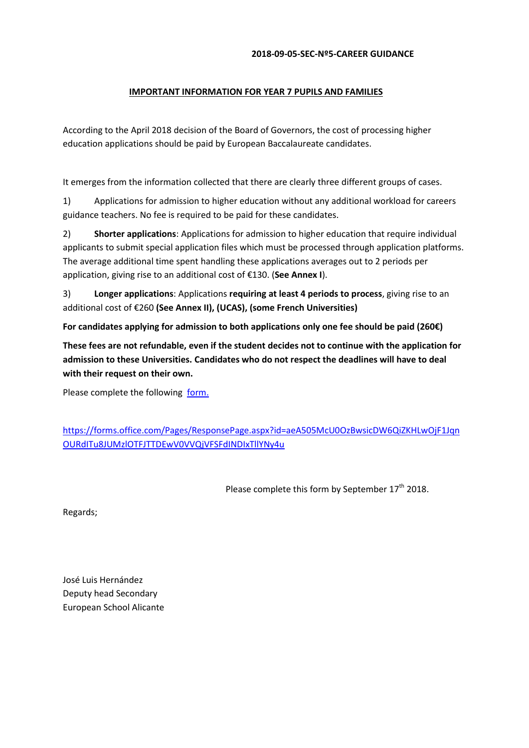**2018-09-05-SEC-Nº5-CAREER GUIDANCE**

**IMPORTANT INFORMATION FOR YEAR 7 PUPILS AND FAMILIES**

According to the April 2018 decision of the Board of Governors, the cost of processing higher education applications should be paid by European Baccalaureate candidates.

It emerges from the information collected that there are clearly three different groups of cases.

1) Applications for admission to higher education without any additional workload for careers guidance teachers. No fee is required to be paid for these candidates.

2) **Shorter applications**: Applications for admission to higher education that require individual applicants to submit special application files which must be processed through application platforms. The average additional time spent handling these applications averages out to 2 periods per application, giving rise to an additional cost of €130. (**See Annex I**).

3) **Longer applications**: Applications **requiring at least 4 periods to process**, giving rise to an additional cost of €260 **(See Annex II), (UCAS), (some French Universities)**

**For candidates applying for admission to both applications only one fee should be paid (260€)**

**These fees are not refundable, even if the student decides not to continue with the application for admission to these Universities. Candidates who do not respect the deadlines will have to deal with their request on their own.**

Please complete the following [form.](https://forms.office.com/Pages/ResponsePage.aspx?id=aeA505McU0OzBwsicDW6QiZKHLwOjF1JqnOURdlTu8JUMzlOTFJTTDEwV0VVQjVFSFdINDIxTllYNy4u)

https://forms.office.com/Pages/ResponsePage.aspx?id=aeA505McU0OzBwsicDW6QiZKHLwOjF1JqnOURdlTu8JUMzlOTFJTTDEwV0VVQjVFSFdINDIxTllYNy4u

Please complete this form by September 17th 2018.

Regards;

José Luis Hernández
Deputy head Secondary
European School Alicante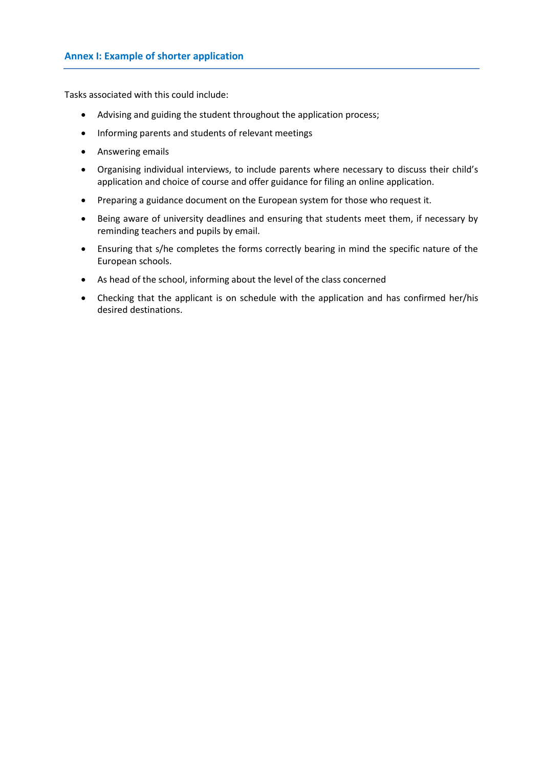## Annex I: Example of shorter application

Tasks associated with this could include:

- Advising and guiding the student throughout the application process;
- Informing parents and students of relevant meetings
- Answering emails
- Organising individual interviews, to include parents where necessary to discuss their child's application and choice of course and offer guidance for filing an online application.
- Preparing a guidance document on the European system for those who request it.
- Being aware of university deadlines and ensuring that students meet them, if necessary by reminding teachers and pupils by email.
- Ensuring that s/he completes the forms correctly bearing in mind the specific nature of the European schools.
- As head of the school, informing about the level of the class concerned
- Checking that the applicant is on schedule with the application and has confirmed her/his desired destinations.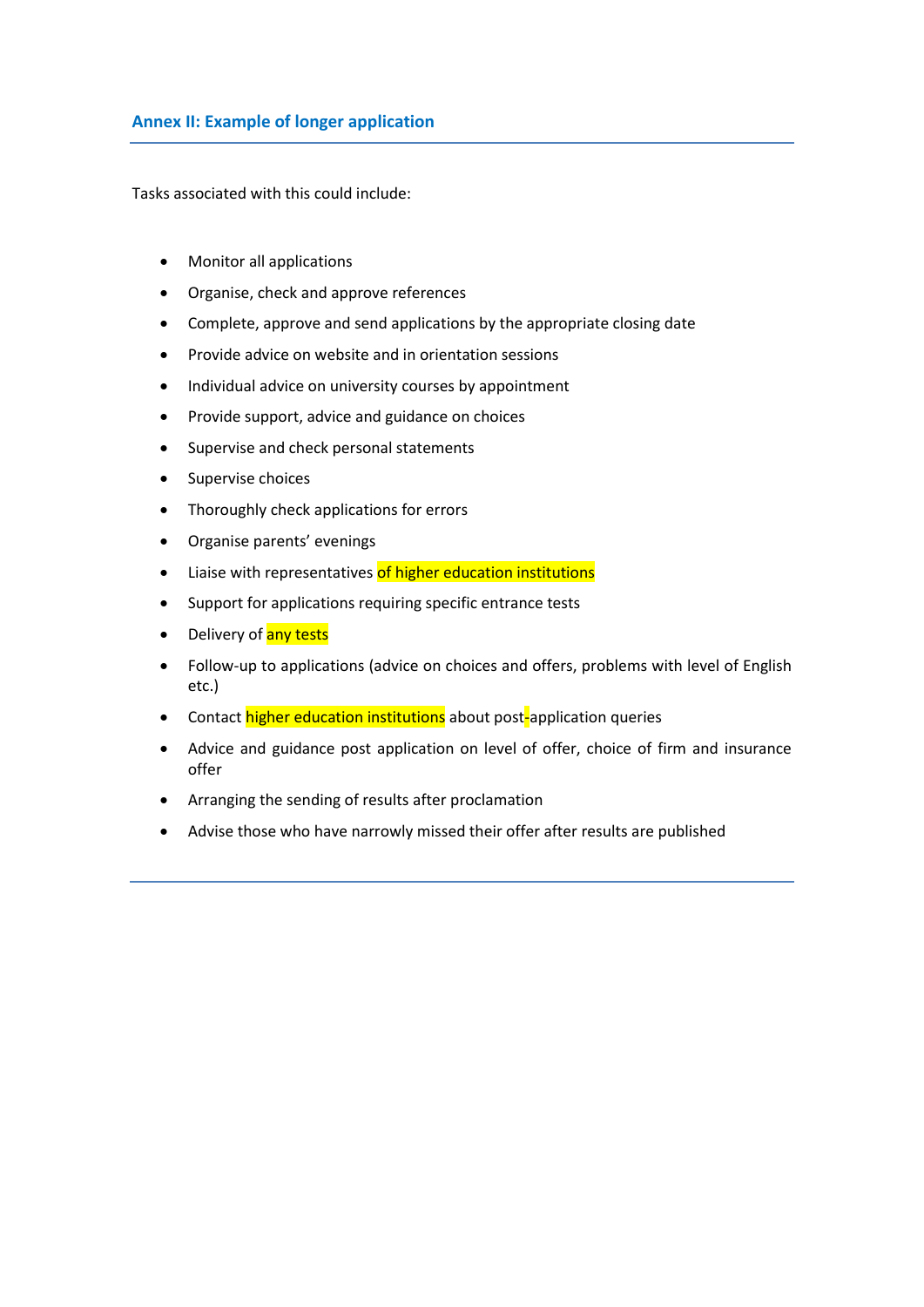## Annex II: Example of longer application

Tasks associated with this could include:

- Monitor all applications
- Organise, check and approve references
- Complete, approve and send applications by the appropriate closing date
- Provide advice on website and in orientation sessions
- Individual advice on university courses by appointment
- Provide support, advice and guidance on choices
- Supervise and check personal statements
- Supervise choices
- Thoroughly check applications for errors
- Organise parents' evenings
- Liaise with representatives of higher education institutions
- Support for applications requiring specific entrance tests
- Delivery of any tests
- Follow-up to applications (advice on choices and offers, problems with level of English etc.)
- Contact higher education institutions about post-application queries
- Advice and guidance post application on level of offer, choice of firm and insurance offer
- Arranging the sending of results after proclamation
- Advise those who have narrowly missed their offer after results are published